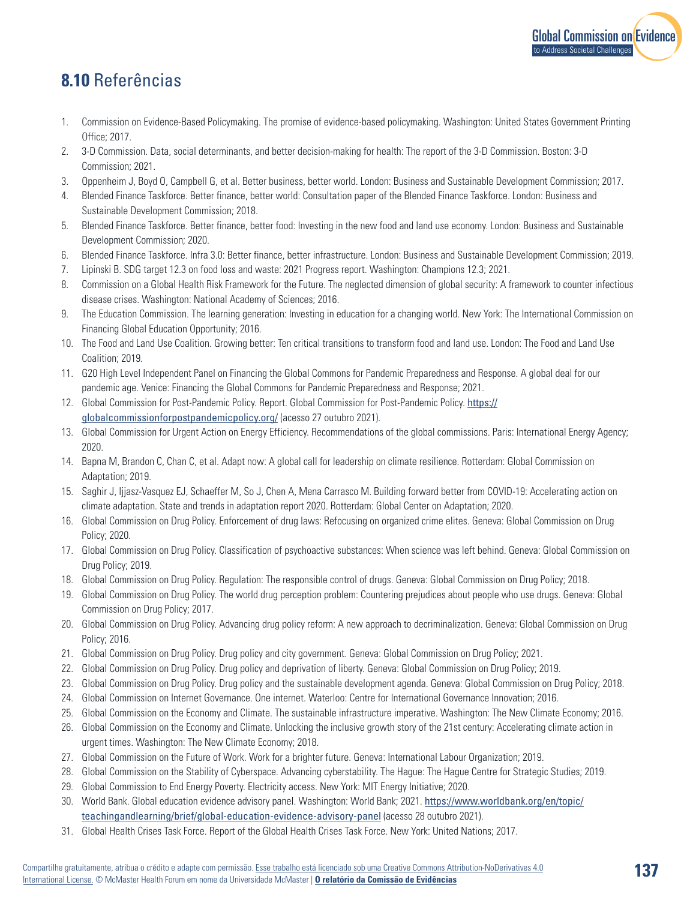## **8.10** Referências

1. Commission on Evidence-Based Policymaking. The promise of evidence-based policymaking. Washington: United States Government Printing Office; 2017.
2. 3-D Commission. Data, social determinants, and better decision-making for health: The report of the 3-D Commission. Boston: 3-D Commission; 2021.
3. Oppenheim J, Boyd O, Campbell G, et al. Better business, better world. London: Business and Sustainable Development Commission; 2017.
4. Blended Finance Taskforce. Better finance, better world: Consultation paper of the Blended Finance Taskforce. London: Business and Sustainable Development Commission; 2018.
5. Blended Finance Taskforce. Better finance, better food: Investing in the new food and land use economy. London: Business and Sustainable Development Commission; 2020.
6. Blended Finance Taskforce. Infra 3.0: Better finance, better infrastructure. London: Business and Sustainable Development Commission; 2019.
7. Lipinski B. SDG target 12.3 on food loss and waste: 2021 Progress report. Washington: Champions 12.3; 2021.
8. Commission on a Global Health Risk Framework for the Future. The neglected dimension of global security: A framework to counter infectious disease crises. Washington: National Academy of Sciences; 2016.
9. The Education Commission. The learning generation: Investing in education for a changing world. New York: The International Commission on Financing Global Education Opportunity; 2016.
10. The Food and Land Use Coalition. Growing better: Ten critical transitions to transform food and land use. London: The Food and Land Use Coalition; 2019.
11. G20 High Level Independent Panel on Financing the Global Commons for Pandemic Preparedness and Response. A global deal for our pandemic age. Venice: Financing the Global Commons for Pandemic Preparedness and Response; 2021.
12. Global Commission for Post-Pandemic Policy. Report. Global Commission for Post-Pandemic Policy. https://globalcommissionforpostpandemicpolicy.org/ (acesso 27 outubro 2021).
13. Global Commission for Urgent Action on Energy Efficiency. Recommendations of the global commissions. Paris: International Energy Agency; 2020.
14. Bapna M, Brandon C, Chan C, et al. Adapt now: A global call for leadership on climate resilience. Rotterdam: Global Commission on Adaptation; 2019.
15. Saghir J, Ijjasz-Vasquez EJ, Schaeffer M, So J, Chen A, Mena Carrasco M. Building forward better from COVID-19: Accelerating action on climate adaptation. State and trends in adaptation report 2020. Rotterdam: Global Center on Adaptation; 2020.
16. Global Commission on Drug Policy. Enforcement of drug laws: Refocusing on organized crime elites. Geneva: Global Commission on Drug Policy; 2020.
17. Global Commission on Drug Policy. Classification of psychoactive substances: When science was left behind. Geneva: Global Commission on Drug Policy; 2019.
18. Global Commission on Drug Policy. Regulation: The responsible control of drugs. Geneva: Global Commission on Drug Policy; 2018.
19. Global Commission on Drug Policy. The world drug perception problem: Countering prejudices about people who use drugs. Geneva: Global Commission on Drug Policy; 2017.
20. Global Commission on Drug Policy. Advancing drug policy reform: A new approach to decriminalization. Geneva: Global Commission on Drug Policy; 2016.
21. Global Commission on Drug Policy. Drug policy and city government. Geneva: Global Commission on Drug Policy; 2021.
22. Global Commission on Drug Policy. Drug policy and deprivation of liberty. Geneva: Global Commission on Drug Policy; 2019.
23. Global Commission on Drug Policy. Drug policy and the sustainable development agenda. Geneva: Global Commission on Drug Policy; 2018.
24. Global Commission on Internet Governance. One internet. Waterloo: Centre for International Governance Innovation; 2016.
25. Global Commission on the Economy and Climate. The sustainable infrastructure imperative. Washington: The New Climate Economy; 2016.
26. Global Commission on the Economy and Climate. Unlocking the inclusive growth story of the 21st century: Accelerating climate action in urgent times. Washington: The New Climate Economy; 2018.
27. Global Commission on the Future of Work. Work for a brighter future. Geneva: International Labour Organization; 2019.
28. Global Commission on the Stability of Cyberspace. Advancing cyberstability. The Hague: The Hague Centre for Strategic Studies; 2019.
29. Global Commission to End Energy Poverty. Electricity access. New York: MIT Energy Initiative; 2020.
30. World Bank. Global education evidence advisory panel. Washington: World Bank; 2021. https://www.worldbank.org/en/topic/teachingandlearning/brief/global-education-evidence-advisory-panel (acesso 28 outubro 2021).
31. Global Health Crises Task Force. Report of the Global Health Crises Task Force. New York: United Nations; 2017.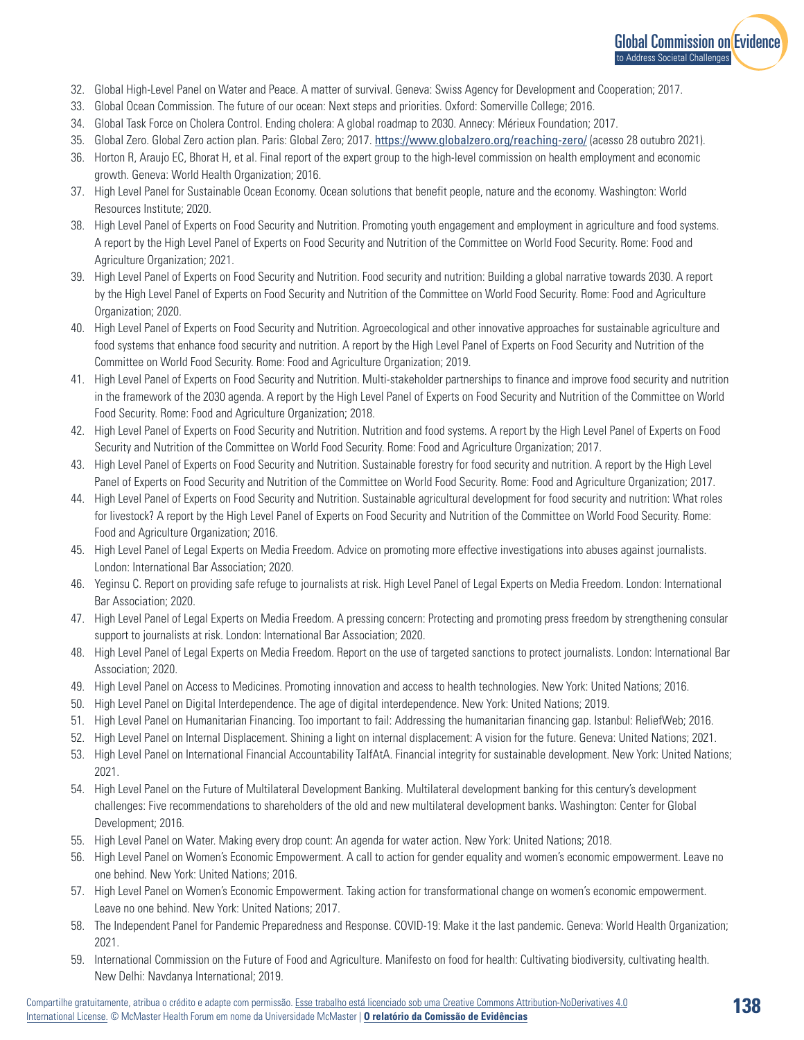32. Global High-Level Panel on Water and Peace. A matter of survival. Geneva: Swiss Agency for Development and Cooperation; 2017.
33. Global Ocean Commission. The future of our ocean: Next steps and priorities. Oxford: Somerville College; 2016.
34. Global Task Force on Cholera Control. Ending cholera: A global roadmap to 2030. Annecy: Mérieux Foundation; 2017.
35. Global Zero. Global Zero action plan. Paris: Global Zero; 2017. https://www.globalzero.org/reaching-zero/ (acesso 28 outubro 2021).
36. Horton R, Araujo EC, Bhorat H, et al. Final report of the expert group to the high-level commission on health employment and economic growth. Geneva: World Health Organization; 2016.
37. High Level Panel for Sustainable Ocean Economy. Ocean solutions that benefit people, nature and the economy. Washington: World Resources Institute; 2020.
38. High Level Panel of Experts on Food Security and Nutrition. Promoting youth engagement and employment in agriculture and food systems. A report by the High Level Panel of Experts on Food Security and Nutrition of the Committee on World Food Security. Rome: Food and Agriculture Organization; 2021.
39. High Level Panel of Experts on Food Security and Nutrition. Food security and nutrition: Building a global narrative towards 2030. A report by the High Level Panel of Experts on Food Security and Nutrition of the Committee on World Food Security. Rome: Food and Agriculture Organization; 2020.
40. High Level Panel of Experts on Food Security and Nutrition. Agroecological and other innovative approaches for sustainable agriculture and food systems that enhance food security and nutrition. A report by the High Level Panel of Experts on Food Security and Nutrition of the Committee on World Food Security. Rome: Food and Agriculture Organization; 2019.
41. High Level Panel of Experts on Food Security and Nutrition. Multi-stakeholder partnerships to finance and improve food security and nutrition in the framework of the 2030 agenda. A report by the High Level Panel of Experts on Food Security and Nutrition of the Committee on World Food Security. Rome: Food and Agriculture Organization; 2018.
42. High Level Panel of Experts on Food Security and Nutrition. Nutrition and food systems. A report by the High Level Panel of Experts on Food Security and Nutrition of the Committee on World Food Security. Rome: Food and Agriculture Organization; 2017.
43. High Level Panel of Experts on Food Security and Nutrition. Sustainable forestry for food security and nutrition. A report by the High Level Panel of Experts on Food Security and Nutrition of the Committee on World Food Security. Rome: Food and Agriculture Organization; 2017.
44. High Level Panel of Experts on Food Security and Nutrition. Sustainable agricultural development for food security and nutrition: What roles for livestock? A report by the High Level Panel of Experts on Food Security and Nutrition of the Committee on World Food Security. Rome: Food and Agriculture Organization; 2016.
45. High Level Panel of Legal Experts on Media Freedom. Advice on promoting more effective investigations into abuses against journalists. London: International Bar Association; 2020.
46. Yeginsu C. Report on providing safe refuge to journalists at risk. High Level Panel of Legal Experts on Media Freedom. London: International Bar Association; 2020.
47. High Level Panel of Legal Experts on Media Freedom. A pressing concern: Protecting and promoting press freedom by strengthening consular support to journalists at risk. London: International Bar Association; 2020.
48. High Level Panel of Legal Experts on Media Freedom. Report on the use of targeted sanctions to protect journalists. London: International Bar Association; 2020.
49. High Level Panel on Access to Medicines. Promoting innovation and access to health technologies. New York: United Nations; 2016.
50. High Level Panel on Digital Interdependence. The age of digital interdependence. New York: United Nations; 2019.
51. High Level Panel on Humanitarian Financing. Too important to fail: Addressing the humanitarian financing gap. Istanbul: ReliefWeb; 2016.
52. High Level Panel on Internal Displacement. Shining a light on internal displacement: A vision for the future. Geneva: United Nations; 2021.
53. High Level Panel on International Financial Accountability TaIfAtA. Financial integrity for sustainable development. New York: United Nations; 2021.
54. High Level Panel on the Future of Multilateral Development Banking. Multilateral development banking for this century's development challenges: Five recommendations to shareholders of the old and new multilateral development banks. Washington: Center for Global Development; 2016.
55. High Level Panel on Water. Making every drop count: An agenda for water action. New York: United Nations; 2018.
56. High Level Panel on Women's Economic Empowerment. A call to action for gender equality and women's economic empowerment. Leave no one behind. New York: United Nations; 2016.
57. High Level Panel on Women's Economic Empowerment. Taking action for transformational change on women's economic empowerment. Leave no one behind. New York: United Nations; 2017.
58. The Independent Panel for Pandemic Preparedness and Response. COVID-19: Make it the last pandemic. Geneva: World Health Organization; 2021.
59. International Commission on the Future of Food and Agriculture. Manifesto on food for health: Cultivating biodiversity, cultivating health. New Delhi: Navdanya International; 2019.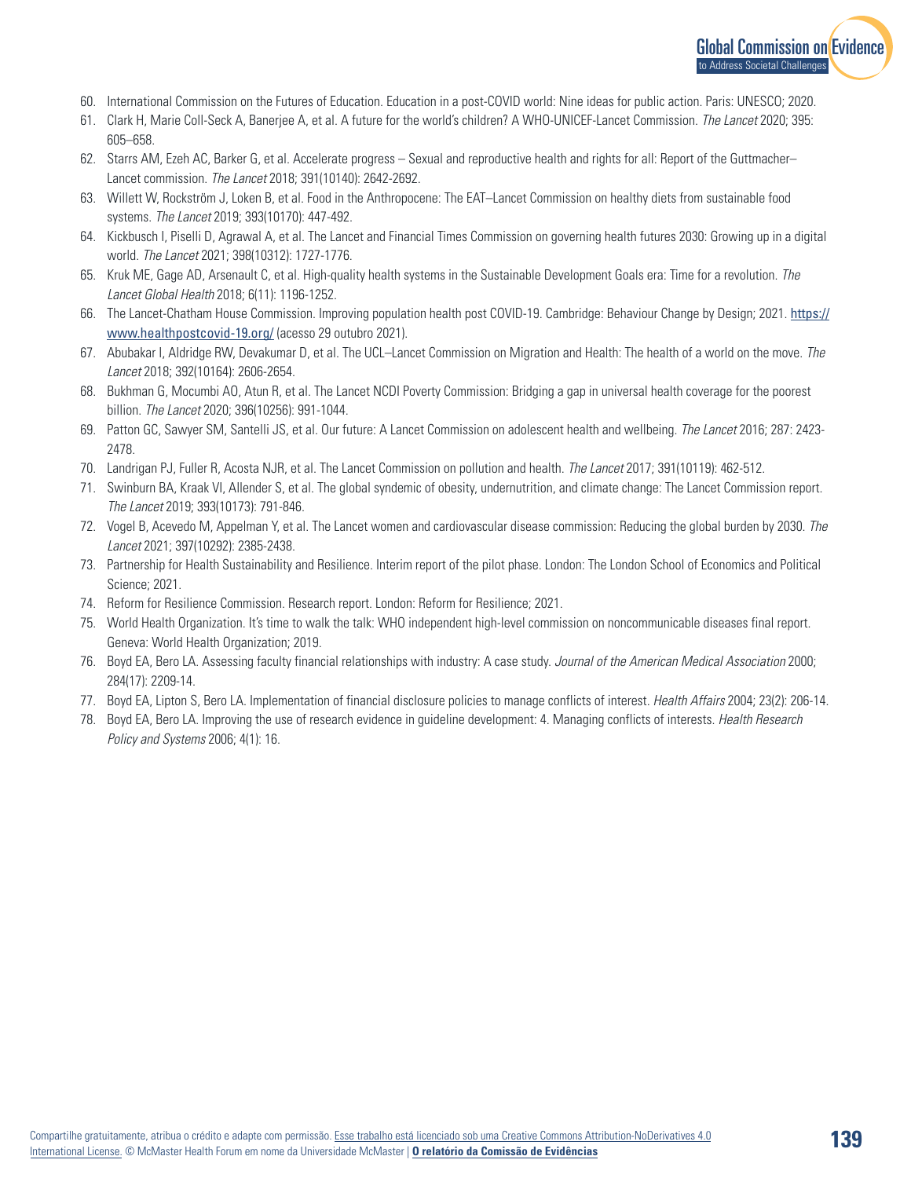60. International Commission on the Futures of Education. Education in a post-COVID world: Nine ideas for public action. Paris: UNESCO; 2020.
61. Clark H, Marie Coll-Seck A, Banerjee A, et al. A future for the world's children? A WHO-UNICEF-Lancet Commission. *The Lancet* 2020; 395: 605–658.
62. Starrs AM, Ezeh AC, Barker G, et al. Accelerate progress – Sexual and reproductive health and rights for all: Report of the Guttmacher–Lancet commission. *The Lancet* 2018; 391(10140): 2642-2692.
63. Willett W, Rockström J, Loken B, et al. Food in the Anthropocene: The EAT–Lancet Commission on healthy diets from sustainable food systems. *The Lancet* 2019; 393(10170): 447-492.
64. Kickbusch I, Piselli D, Agrawal A, et al. The Lancet and Financial Times Commission on governing health futures 2030: Growing up in a digital world. *The Lancet* 2021; 398(10312): 1727-1776.
65. Kruk ME, Gage AD, Arsenault C, et al. High-quality health systems in the Sustainable Development Goals era: Time for a revolution. *The Lancet Global Health* 2018; 6(11): 1196-1252.
66. The Lancet-Chatham House Commission. Improving population health post COVID-19. Cambridge: Behaviour Change by Design; 2021. https://www.healthpostcovid-19.org/ (acesso 29 outubro 2021).
67. Abubakar I, Aldridge RW, Devakumar D, et al. The UCL–Lancet Commission on Migration and Health: The health of a world on the move. *The Lancet* 2018; 392(10164): 2606-2654.
68. Bukhman G, Mocumbi AO, Atun R, et al. The Lancet NCDI Poverty Commission: Bridging a gap in universal health coverage for the poorest billion. *The Lancet* 2020; 396(10256): 991-1044.
69. Patton GC, Sawyer SM, Santelli JS, et al. Our future: A Lancet Commission on adolescent health and wellbeing. *The Lancet* 2016; 287: 2423-2478.
70. Landrigan PJ, Fuller R, Acosta NJR, et al. The Lancet Commission on pollution and health. *The Lancet* 2017; 391(10119): 462-512.
71. Swinburn BA, Kraak VI, Allender S, et al. The global syndemic of obesity, undernutrition, and climate change: The Lancet Commission report. *The Lancet* 2019; 393(10173): 791-846.
72. Vogel B, Acevedo M, Appelman Y, et al. The Lancet women and cardiovascular disease commission: Reducing the global burden by 2030. *The Lancet* 2021; 397(10292): 2385-2438.
73. Partnership for Health Sustainability and Resilience. Interim report of the pilot phase. London: The London School of Economics and Political Science; 2021.
74. Reform for Resilience Commission. Research report. London: Reform for Resilience; 2021.
75. World Health Organization. It's time to walk the talk: WHO independent high-level commission on noncommunicable diseases final report. Geneva: World Health Organization; 2019.
76. Boyd EA, Bero LA. Assessing faculty financial relationships with industry: A case study. *Journal of the American Medical Association* 2000; 284(17): 2209-14.
77. Boyd EA, Lipton S, Bero LA. Implementation of financial disclosure policies to manage conflicts of interest. *Health Affairs* 2004; 23(2): 206-14.
78. Boyd EA, Bero LA. Improving the use of research evidence in guideline development: 4. Managing conflicts of interests. *Health Research Policy and Systems* 2006; 4(1): 16.